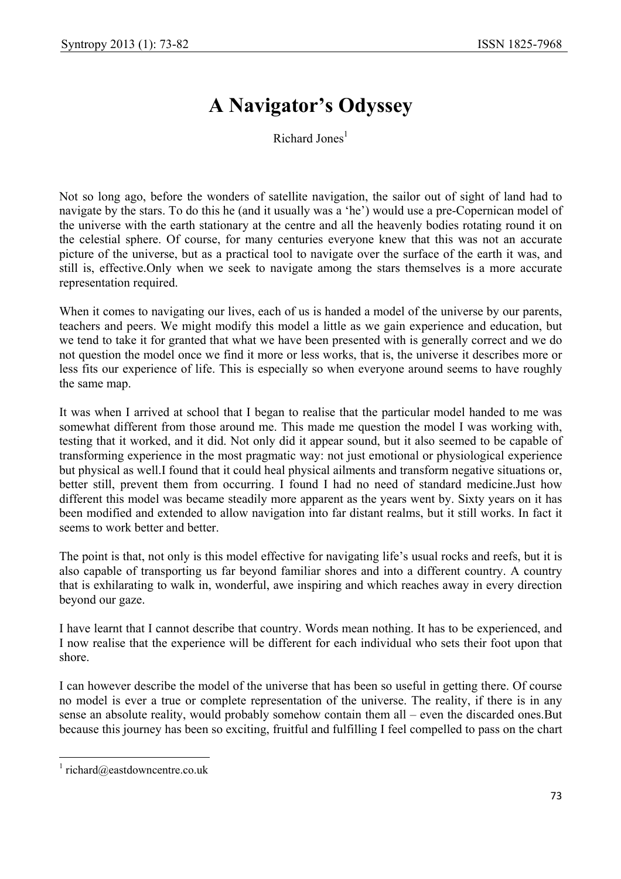// A Navigator's Odyssey

Richard Jones[1]

Not so long ago, before the wonders of satellite navigation, the sailor out of sight of land had to navigate by the stars. To do this he (and it usually was a 'he') would use a pre-Copernican model of the universe with the earth stationary at the centre and all the heavenly bodies rotating round it on the celestial sphere. Of course, for many centuries everyone knew that this was not an accurate picture of the universe, but as a practical tool to navigate over the surface of the earth it was, and still is, effective.Only when we seek to navigate among the stars themselves is a more accurate representation required.

When it comes to navigating our lives, each of us is handed a model of the universe by our parents, teachers and peers. We might modify this model a little as we gain experience and education, but we tend to take it for granted that what we have been presented with is generally correct and we do not question the model once we find it more or less works, that is, the universe it describes more or less fits our experience of life. This is especially so when everyone around seems to have roughly the same map.

It was when I arrived at school that I began to realise that the particular model handed to me was somewhat different from those around me. This made me question the model I was working with, testing that it worked, and it did. Not only did it appear sound, but it also seemed to be capable of transforming experience in the most pragmatic way: not just emotional or physiological experience but physical as well.I found that it could heal physical ailments and transform negative situations or, better still, prevent them from occurring. I found I had no need of standard medicine.Just how different this model was became steadily more apparent as the years went by. Sixty years on it has been modified and extended to allow navigation into far distant realms, but it still works. In fact it seems to work better and better.

The point is that, not only is this model effective for navigating life's usual rocks and reefs, but it is also capable of transporting us far beyond familiar shores and into a different country. A country that is exhilarating to walk in, wonderful, awe inspiring and which reaches away in every direction beyond our gaze.

I have learnt that I cannot describe that country. Words mean nothing. It has to be experienced, and I now realise that the experience will be different for each individual who sets their foot upon that shore.

I can however describe the model of the universe that has been so useful in getting there. Of course no model is ever a true or complete representation of the universe. The reality, if there is in any sense an absolute reality, would probably somehow contain them all – even the discarded ones.But because this journey has been so exciting, fruitful and fulfilling I feel compelled to pass on the chart

---

[1] richard@eastdowncentre.co.uk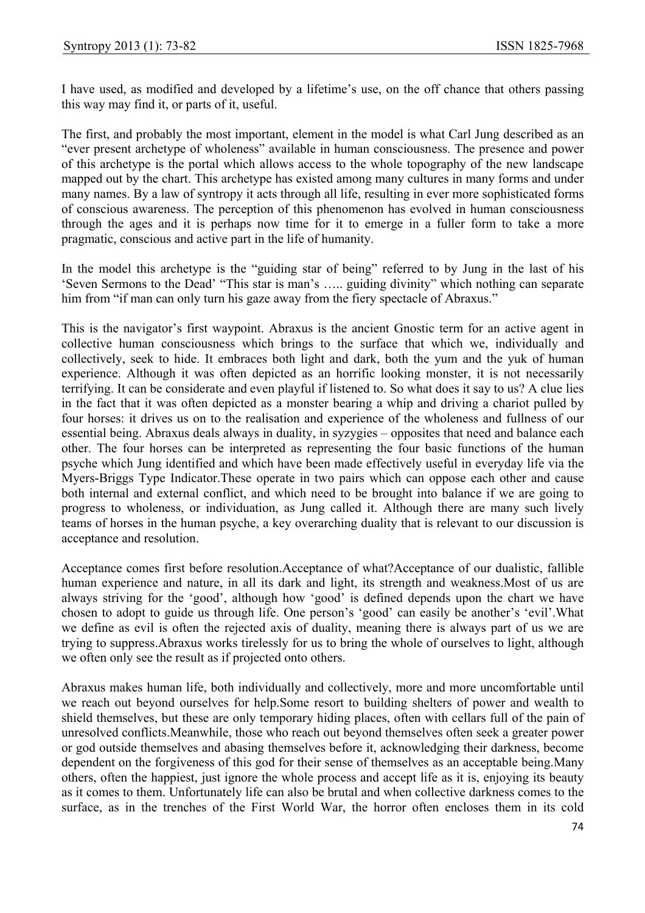I have used, as modified and developed by a lifetime's use, on the off chance that others passing this way may find it, or parts of it, useful.

The first, and probably the most important, element in the model is what Carl Jung described as an "ever present archetype of wholeness" available in human consciousness. The presence and power of this archetype is the portal which allows access to the whole topography of the new landscape mapped out by the chart. This archetype has existed among many cultures in many forms and under many names. By a law of syntropy it acts through all life, resulting in ever more sophisticated forms of conscious awareness. The perception of this phenomenon has evolved in human consciousness through the ages and it is perhaps now time for it to emerge in a fuller form to take a more pragmatic, conscious and active part in the life of humanity.

In the model this archetype is the "guiding star of being" referred to by Jung in the last of his 'Seven Sermons to the Dead' "This star is man's ….. guiding divinity" which nothing can separate him from "if man can only turn his gaze away from the fiery spectacle of Abraxus."

This is the navigator's first waypoint. Abraxus is the ancient Gnostic term for an active agent in collective human consciousness which brings to the surface that which we, individually and collectively, seek to hide. It embraces both light and dark, both the yum and the yuk of human experience. Although it was often depicted as an horrific looking monster, it is not necessarily terrifying. It can be considerate and even playful if listened to. So what does it say to us? A clue lies in the fact that it was often depicted as a monster bearing a whip and driving a chariot pulled by four horses: it drives us on to the realisation and experience of the wholeness and fullness of our essential being. Abraxus deals always in duality, in syzygies – opposites that need and balance each other. The four horses can be interpreted as representing the four basic functions of the human psyche which Jung identified and which have been made effectively useful in everyday life via the Myers-Briggs Type Indicator.These operate in two pairs which can oppose each other and cause both internal and external conflict, and which need to be brought into balance if we are going to progress to wholeness, or individuation, as Jung called it. Although there are many such lively teams of horses in the human psyche, a key overarching duality that is relevant to our discussion is acceptance and resolution.

Acceptance comes first before resolution.Acceptance of what?Acceptance of our dualistic, fallible human experience and nature, in all its dark and light, its strength and weakness.Most of us are always striving for the 'good', although how 'good' is defined depends upon the chart we have chosen to adopt to guide us through life. One person's 'good' can easily be another's 'evil'.What we define as evil is often the rejected axis of duality, meaning there is always part of us we are trying to suppress.Abraxus works tirelessly for us to bring the whole of ourselves to light, although we often only see the result as if projected onto others.

Abraxus makes human life, both individually and collectively, more and more uncomfortable until we reach out beyond ourselves for help.Some resort to building shelters of power and wealth to shield themselves, but these are only temporary hiding places, often with cellars full of the pain of unresolved conflicts.Meanwhile, those who reach out beyond themselves often seek a greater power or god outside themselves and abasing themselves before it, acknowledging their darkness, become dependent on the forgiveness of this god for their sense of themselves as an acceptable being.Many others, often the happiest, just ignore the whole process and accept life as it is, enjoying its beauty as it comes to them. Unfortunately life can also be brutal and when collective darkness comes to the surface, as in the trenches of the First World War, the horror often encloses them in its cold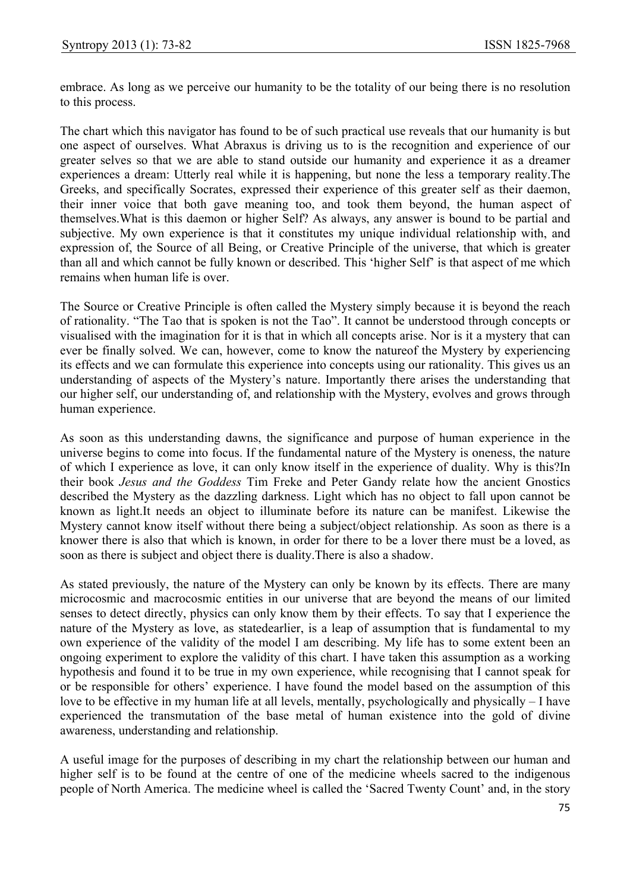embrace. As long as we perceive our humanity to be the totality of our being there is no resolution to this process.

The chart which this navigator has found to be of such practical use reveals that our humanity is but one aspect of ourselves. What Abraxus is driving us to is the recognition and experience of our greater selves so that we are able to stand outside our humanity and experience it as a dreamer experiences a dream: Utterly real while it is happening, but none the less a temporary reality.The Greeks, and specifically Socrates, expressed their experience of this greater self as their daemon, their inner voice that both gave meaning too, and took them beyond, the human aspect of themselves.What is this daemon or higher Self? As always, any answer is bound to be partial and subjective. My own experience is that it constitutes my unique individual relationship with, and expression of, the Source of all Being, or Creative Principle of the universe, that which is greater than all and which cannot be fully known or described. This 'higher Self' is that aspect of me which remains when human life is over.

The Source or Creative Principle is often called the Mystery simply because it is beyond the reach of rationality. "The Tao that is spoken is not the Tao". It cannot be understood through concepts or visualised with the imagination for it is that in which all concepts arise. Nor is it a mystery that can ever be finally solved. We can, however, come to know the natureof the Mystery by experiencing its effects and we can formulate this experience into concepts using our rationality. This gives us an understanding of aspects of the Mystery's nature. Importantly there arises the understanding that our higher self, our understanding of, and relationship with the Mystery, evolves and grows through human experience.

As soon as this understanding dawns, the significance and purpose of human experience in the universe begins to come into focus. If the fundamental nature of the Mystery is oneness, the nature of which I experience as love, it can only know itself in the experience of duality. Why is this?In their book *Jesus and the Goddess* Tim Freke and Peter Gandy relate how the ancient Gnostics described the Mystery as the dazzling darkness. Light which has no object to fall upon cannot be known as light.It needs an object to illuminate before its nature can be manifest. Likewise the Mystery cannot know itself without there being a subject/object relationship. As soon as there is a knower there is also that which is known, in order for there to be a lover there must be a loved, as soon as there is subject and object there is duality.There is also a shadow.

As stated previously, the nature of the Mystery can only be known by its effects. There are many microcosmic and macrocosmic entities in our universe that are beyond the means of our limited senses to detect directly, physics can only know them by their effects. To say that I experience the nature of the Mystery as love, as statedearlier, is a leap of assumption that is fundamental to my own experience of the validity of the model I am describing. My life has to some extent been an ongoing experiment to explore the validity of this chart. I have taken this assumption as a working hypothesis and found it to be true in my own experience, while recognising that I cannot speak for or be responsible for others' experience. I have found the model based on the assumption of this love to be effective in my human life at all levels, mentally, psychologically and physically – I have experienced the transmutation of the base metal of human existence into the gold of divine awareness, understanding and relationship.

A useful image for the purposes of describing in my chart the relationship between our human and higher self is to be found at the centre of one of the medicine wheels sacred to the indigenous people of North America. The medicine wheel is called the 'Sacred Twenty Count' and, in the story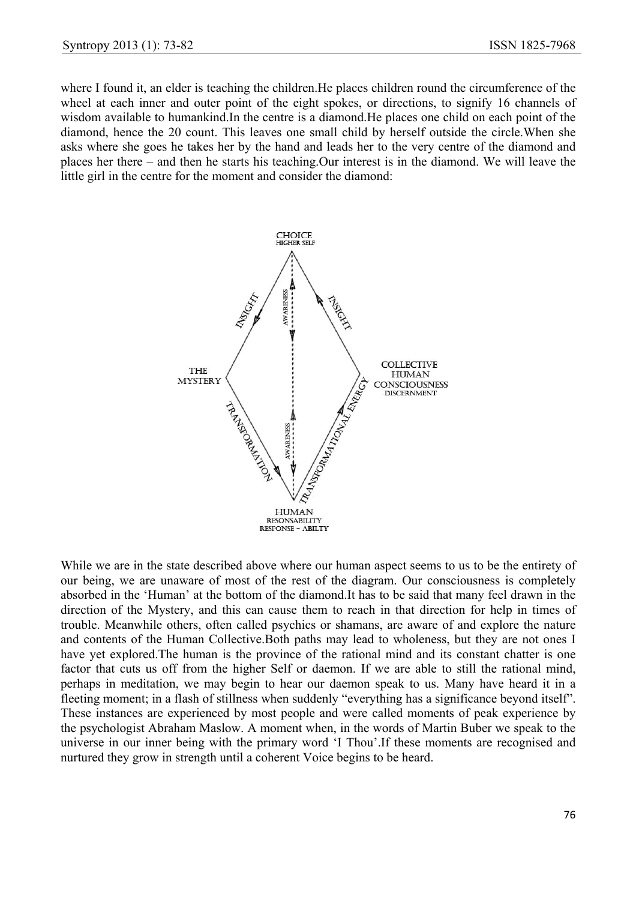where I found it, an elder is teaching the children.He places children round the circumference of the wheel at each inner and outer point of the eight spokes, or directions, to signify 16 channels of wisdom available to humankind.In the centre is a diamond.He places one child on each point of the diamond, hence the 20 count. This leaves one small child by herself outside the circle.When she asks where she goes he takes her by the hand and leads her to the very centre of the diamond and places her there – and then he starts his teaching.Our interest is in the diamond. We will leave the little girl in the centre for the moment and consider the diamond:

CHOICE
HIGHER SELF

INSIGHT

AWARENESS

INSIGHT

THE MYSTERY

COLLECTIVE HUMAN CONSCIOUSNESS
DISCERNMENT

TRANSFORMATION

AWARENESS

TRANSFORMATIONAL ENERGY

HUMAN
RESONSABILITY
RESPONSE – ABILTY

While we are in the state described above where our human aspect seems to us to be the entirety of our being, we are unaware of most of the rest of the diagram. Our consciousness is completely absorbed in the 'Human' at the bottom of the diamond.It has to be said that many feel drawn in the direction of the Mystery, and this can cause them to reach in that direction for help in times of trouble. Meanwhile others, often called psychics or shamans, are aware of and explore the nature and contents of the Human Collective.Both paths may lead to wholeness, but they are not ones I have yet explored.The human is the province of the rational mind and its constant chatter is one factor that cuts us off from the higher Self or daemon. If we are able to still the rational mind, perhaps in meditation, we may begin to hear our daemon speak to us. Many have heard it in a fleeting moment; in a flash of stillness when suddenly "everything has a significance beyond itself". These instances are experienced by most people and were called moments of peak experience by the psychologist Abraham Maslow. A moment when, in the words of Martin Buber we speak to the universe in our inner being with the primary word 'I Thou'.If these moments are recognised and nurtured they grow in strength until a coherent Voice begins to be heard.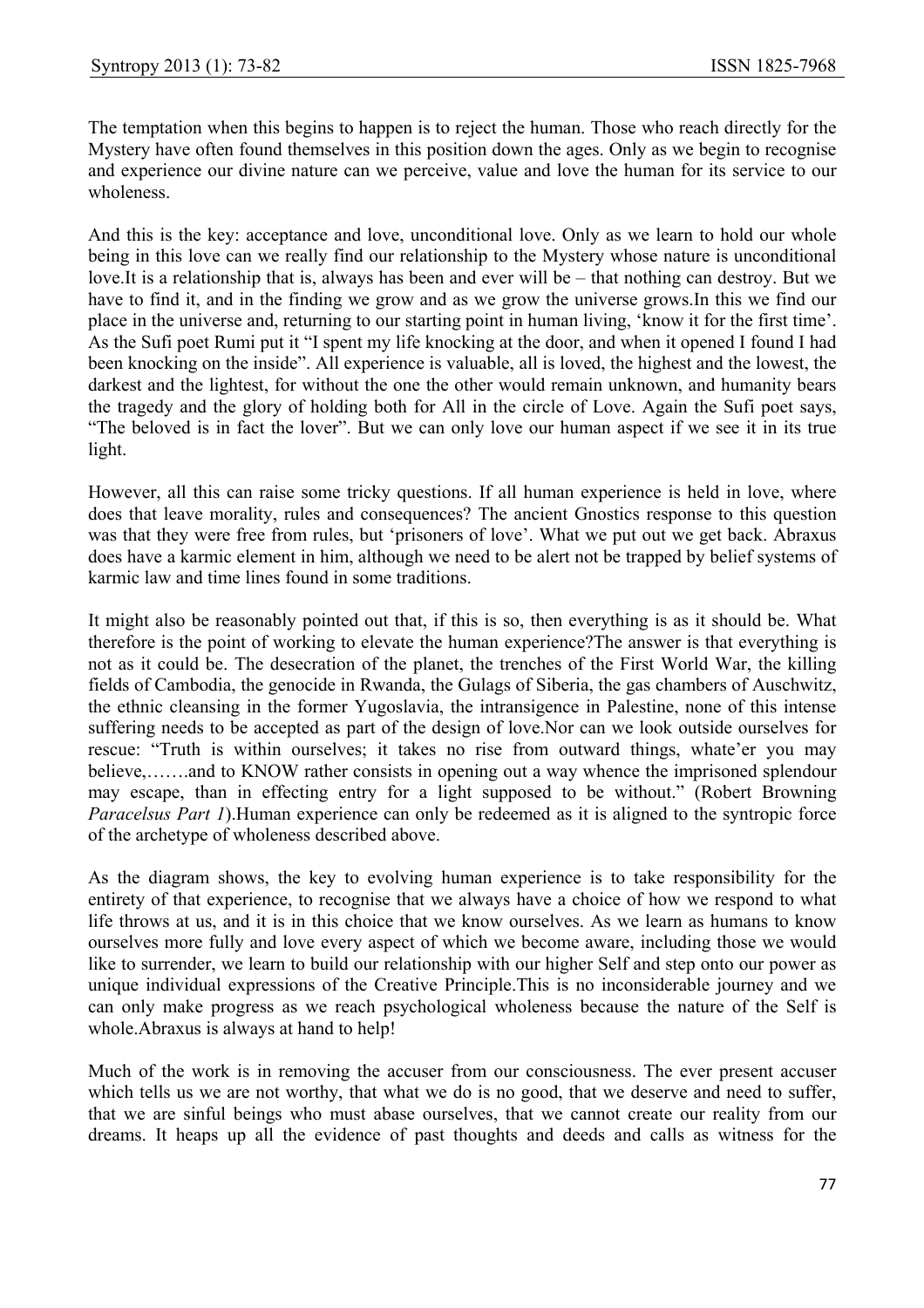The temptation when this begins to happen is to reject the human. Those who reach directly for the Mystery have often found themselves in this position down the ages. Only as we begin to recognise and experience our divine nature can we perceive, value and love the human for its service to our wholeness.

And this is the key: acceptance and love, unconditional love. Only as we learn to hold our whole being in this love can we really find our relationship to the Mystery whose nature is unconditional love.It is a relationship that is, always has been and ever will be – that nothing can destroy. But we have to find it, and in the finding we grow and as we grow the universe grows.In this we find our place in the universe and, returning to our starting point in human living, 'know it for the first time'. As the Sufi poet Rumi put it "I spent my life knocking at the door, and when it opened I found I had been knocking on the inside". All experience is valuable, all is loved, the highest and the lowest, the darkest and the lightest, for without the one the other would remain unknown, and humanity bears the tragedy and the glory of holding both for All in the circle of Love. Again the Sufi poet says, "The beloved is in fact the lover". But we can only love our human aspect if we see it in its true light.

However, all this can raise some tricky questions. If all human experience is held in love, where does that leave morality, rules and consequences? The ancient Gnostics response to this question was that they were free from rules, but 'prisoners of love'. What we put out we get back. Abraxus does have a karmic element in him, although we need to be alert not be trapped by belief systems of karmic law and time lines found in some traditions.

It might also be reasonably pointed out that, if this is so, then everything is as it should be. What therefore is the point of working to elevate the human experience?The answer is that everything is not as it could be. The desecration of the planet, the trenches of the First World War, the killing fields of Cambodia, the genocide in Rwanda, the Gulags of Siberia, the gas chambers of Auschwitz, the ethnic cleansing in the former Yugoslavia, the intransigence in Palestine, none of this intense suffering needs to be accepted as part of the design of love.Nor can we look outside ourselves for rescue: "Truth is within ourselves; it takes no rise from outward things, whate'er you may believe,…….and to KNOW rather consists in opening out a way whence the imprisoned splendour may escape, than in effecting entry for a light supposed to be without." (Robert Browning *Paracelsus Part 1*).Human experience can only be redeemed as it is aligned to the syntropic force of the archetype of wholeness described above.

As the diagram shows, the key to evolving human experience is to take responsibility for the entirety of that experience, to recognise that we always have a choice of how we respond to what life throws at us, and it is in this choice that we know ourselves. As we learn as humans to know ourselves more fully and love every aspect of which we become aware, including those we would like to surrender, we learn to build our relationship with our higher Self and step onto our power as unique individual expressions of the Creative Principle.This is no inconsiderable journey and we can only make progress as we reach psychological wholeness because the nature of the Self is whole.Abraxus is always at hand to help!

Much of the work is in removing the accuser from our consciousness. The ever present accuser which tells us we are not worthy, that what we do is no good, that we deserve and need to suffer, that we are sinful beings who must abase ourselves, that we cannot create our reality from our dreams. It heaps up all the evidence of past thoughts and deeds and calls as witness for the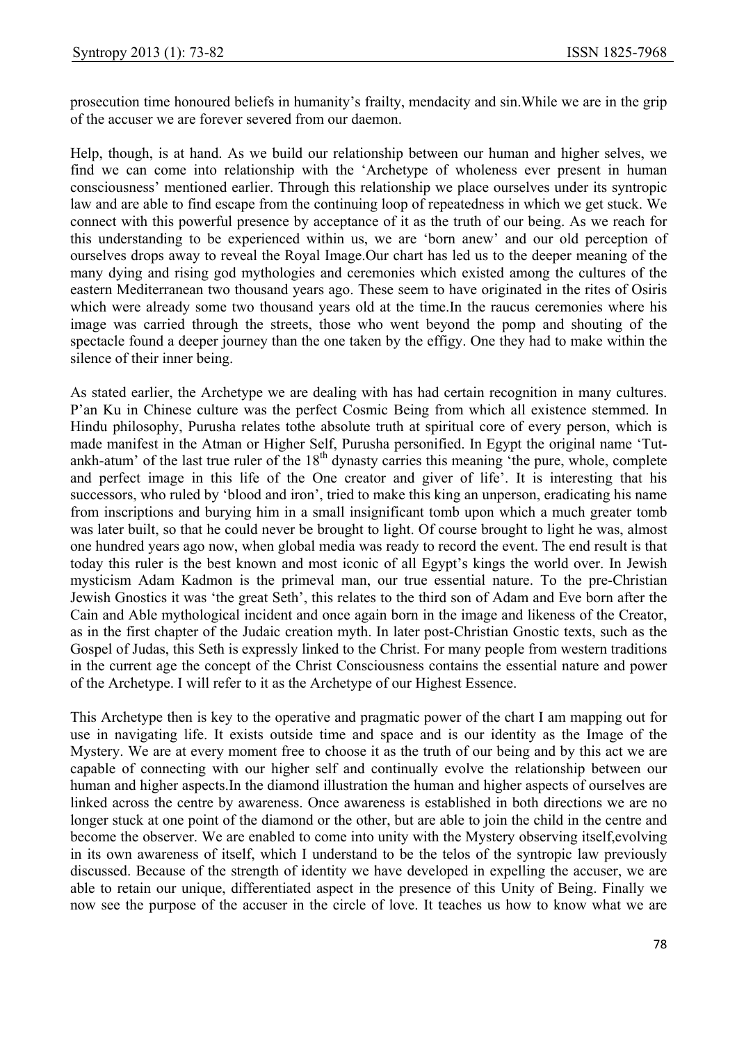prosecution time honoured beliefs in humanity's frailty, mendacity and sin.While we are in the grip of the accuser we are forever severed from our daemon.

Help, though, is at hand. As we build our relationship between our human and higher selves, we find we can come into relationship with the 'Archetype of wholeness ever present in human consciousness' mentioned earlier. Through this relationship we place ourselves under its syntropic law and are able to find escape from the continuing loop of repeatedness in which we get stuck. We connect with this powerful presence by acceptance of it as the truth of our being. As we reach for this understanding to be experienced within us, we are 'born anew' and our old perception of ourselves drops away to reveal the Royal Image.Our chart has led us to the deeper meaning of the many dying and rising god mythologies and ceremonies which existed among the cultures of the eastern Mediterranean two thousand years ago. These seem to have originated in the rites of Osiris which were already some two thousand years old at the time.In the raucus ceremonies where his image was carried through the streets, those who went beyond the pomp and shouting of the spectacle found a deeper journey than the one taken by the effigy. One they had to make within the silence of their inner being.

As stated earlier, the Archetype we are dealing with has had certain recognition in many cultures. P'an Ku in Chinese culture was the perfect Cosmic Being from which all existence stemmed. In Hindu philosophy, Purusha relates tothe absolute truth at spiritual core of every person, which is made manifest in the Atman or Higher Self, Purusha personified. In Egypt the original name 'Tut-ankh-atum' of the last true ruler of the 18th dynasty carries this meaning 'the pure, whole, complete and perfect image in this life of the One creator and giver of life'. It is interesting that his successors, who ruled by 'blood and iron', tried to make this king an unperson, eradicating his name from inscriptions and burying him in a small insignificant tomb upon which a much greater tomb was later built, so that he could never be brought to light. Of course brought to light he was, almost one hundred years ago now, when global media was ready to record the event. The end result is that today this ruler is the best known and most iconic of all Egypt's kings the world over. In Jewish mysticism Adam Kadmon is the primeval man, our true essential nature. To the pre-Christian Jewish Gnostics it was 'the great Seth', this relates to the third son of Adam and Eve born after the Cain and Able mythological incident and once again born in the image and likeness of the Creator, as in the first chapter of the Judaic creation myth. In later post-Christian Gnostic texts, such as the Gospel of Judas, this Seth is expressly linked to the Christ. For many people from western traditions in the current age the concept of the Christ Consciousness contains the essential nature and power of the Archetype. I will refer to it as the Archetype of our Highest Essence.

This Archetype then is key to the operative and pragmatic power of the chart I am mapping out for use in navigating life. It exists outside time and space and is our identity as the Image of the Mystery. We are at every moment free to choose it as the truth of our being and by this act we are capable of connecting with our higher self and continually evolve the relationship between our human and higher aspects.In the diamond illustration the human and higher aspects of ourselves are linked across the centre by awareness. Once awareness is established in both directions we are no longer stuck at one point of the diamond or the other, but are able to join the child in the centre and become the observer. We are enabled to come into unity with the Mystery observing itself,evolving in its own awareness of itself, which I understand to be the telos of the syntropic law previously discussed. Because of the strength of identity we have developed in expelling the accuser, we are able to retain our unique, differentiated aspect in the presence of this Unity of Being. Finally we now see the purpose of the accuser in the circle of love. It teaches us how to know what we are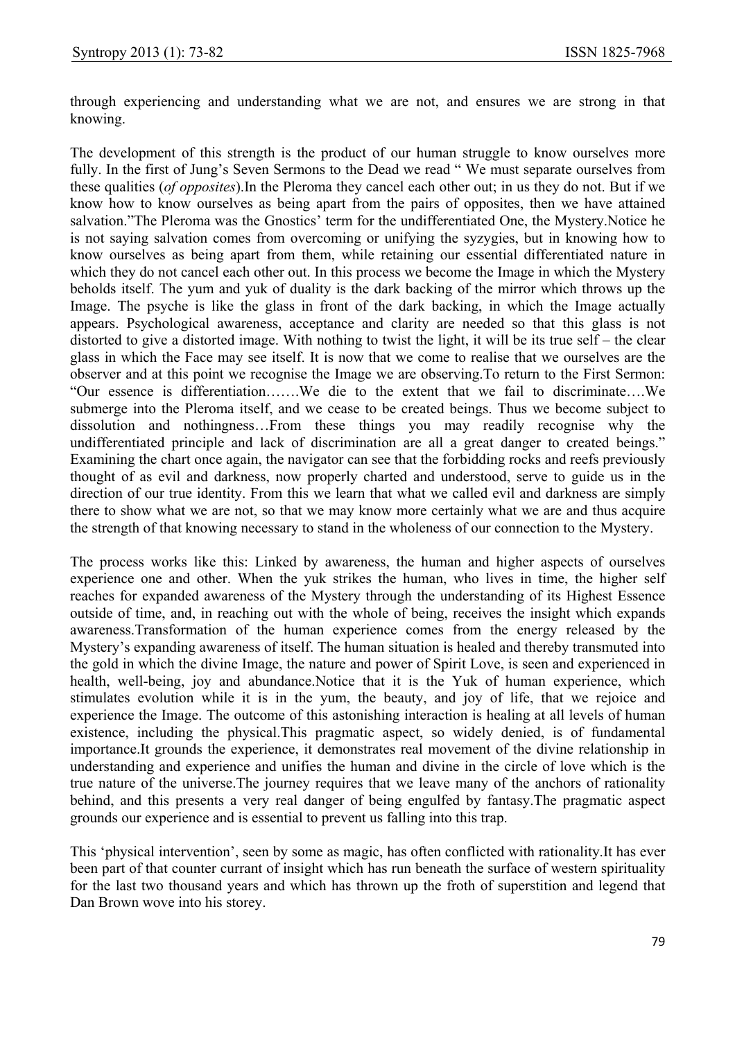through experiencing and understanding what we are not, and ensures we are strong in that knowing.

The development of this strength is the product of our human struggle to know ourselves more fully. In the first of Jung's Seven Sermons to the Dead we read " We must separate ourselves from these qualities (*of opposites*).In the Pleroma they cancel each other out; in us they do not. But if we know how to know ourselves as being apart from the pairs of opposites, then we have attained salvation."The Pleroma was the Gnostics' term for the undifferentiated One, the Mystery.Notice he is not saying salvation comes from overcoming or unifying the syzygies, but in knowing how to know ourselves as being apart from them, while retaining our essential differentiated nature in which they do not cancel each other out. In this process we become the Image in which the Mystery beholds itself. The yum and yuk of duality is the dark backing of the mirror which throws up the Image. The psyche is like the glass in front of the dark backing, in which the Image actually appears. Psychological awareness, acceptance and clarity are needed so that this glass is not distorted to give a distorted image. With nothing to twist the light, it will be its true self – the clear glass in which the Face may see itself. It is now that we come to realise that we ourselves are the observer and at this point we recognise the Image we are observing.To return to the First Sermon: "Our essence is differentiation…….We die to the extent that we fail to discriminate….We submerge into the Pleroma itself, and we cease to be created beings. Thus we become subject to dissolution and nothingness…From these things you may readily recognise why the undifferentiated principle and lack of discrimination are all a great danger to created beings." Examining the chart once again, the navigator can see that the forbidding rocks and reefs previously thought of as evil and darkness, now properly charted and understood, serve to guide us in the direction of our true identity. From this we learn that what we called evil and darkness are simply there to show what we are not, so that we may know more certainly what we are and thus acquire the strength of that knowing necessary to stand in the wholeness of our connection to the Mystery.

The process works like this: Linked by awareness, the human and higher aspects of ourselves experience one and other. When the yuk strikes the human, who lives in time, the higher self reaches for expanded awareness of the Mystery through the understanding of its Highest Essence outside of time, and, in reaching out with the whole of being, receives the insight which expands awareness.Transformation of the human experience comes from the energy released by the Mystery's expanding awareness of itself. The human situation is healed and thereby transmuted into the gold in which the divine Image, the nature and power of Spirit Love, is seen and experienced in health, well-being, joy and abundance.Notice that it is the Yuk of human experience, which stimulates evolution while it is in the yum, the beauty, and joy of life, that we rejoice and experience the Image. The outcome of this astonishing interaction is healing at all levels of human existence, including the physical.This pragmatic aspect, so widely denied, is of fundamental importance.It grounds the experience, it demonstrates real movement of the divine relationship in understanding and experience and unifies the human and divine in the circle of love which is the true nature of the universe.The journey requires that we leave many of the anchors of rationality behind, and this presents a very real danger of being engulfed by fantasy.The pragmatic aspect grounds our experience and is essential to prevent us falling into this trap.

This 'physical intervention', seen by some as magic, has often conflicted with rationality.It has ever been part of that counter currant of insight which has run beneath the surface of western spirituality for the last two thousand years and which has thrown up the froth of superstition and legend that Dan Brown wove into his storey.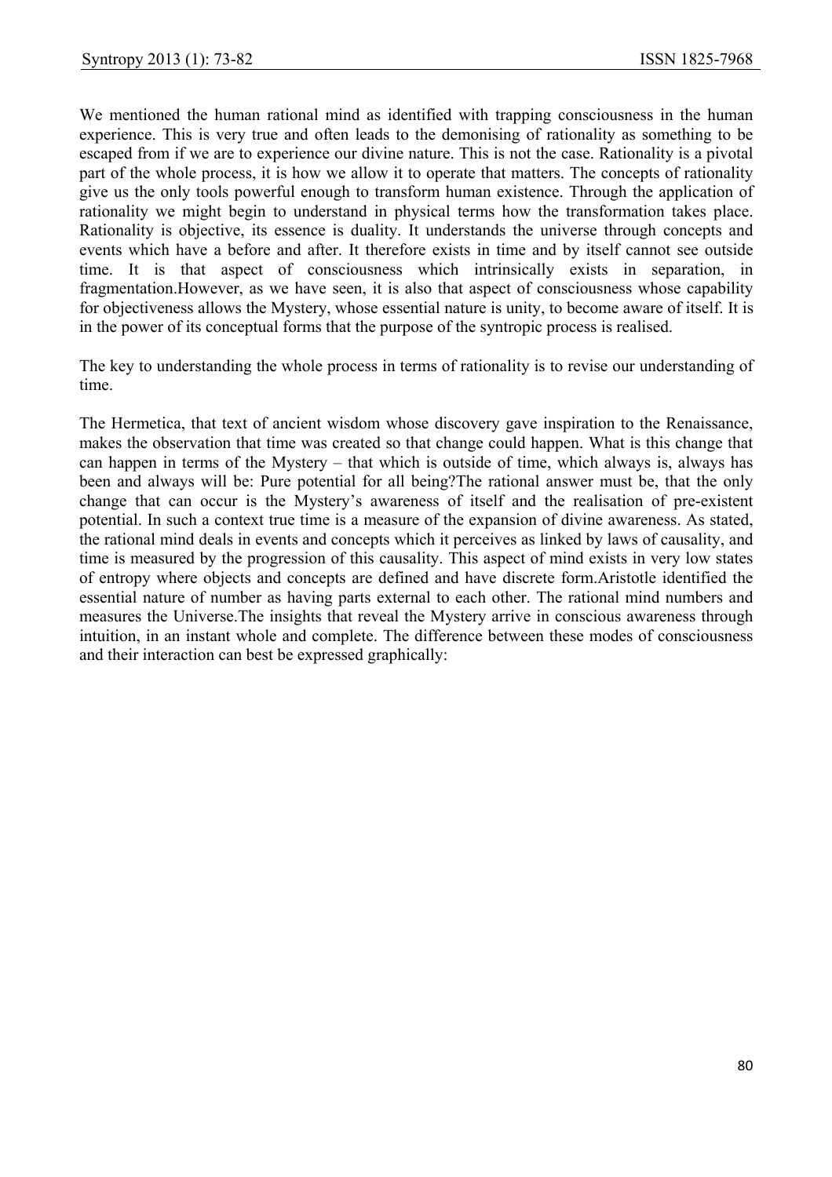We mentioned the human rational mind as identified with trapping consciousness in the human experience. This is very true and often leads to the demonising of rationality as something to be escaped from if we are to experience our divine nature. This is not the case. Rationality is a pivotal part of the whole process, it is how we allow it to operate that matters. The concepts of rationality give us the only tools powerful enough to transform human existence. Through the application of rationality we might begin to understand in physical terms how the transformation takes place. Rationality is objective, its essence is duality. It understands the universe through concepts and events which have a before and after. It therefore exists in time and by itself cannot see outside time. It is that aspect of consciousness which intrinsically exists in separation, in fragmentation.However, as we have seen, it is also that aspect of consciousness whose capability for objectiveness allows the Mystery, whose essential nature is unity, to become aware of itself. It is in the power of its conceptual forms that the purpose of the syntropic process is realised.

The key to understanding the whole process in terms of rationality is to revise our understanding of time.

The Hermetica, that text of ancient wisdom whose discovery gave inspiration to the Renaissance, makes the observation that time was created so that change could happen. What is this change that can happen in terms of the Mystery – that which is outside of time, which always is, always has been and always will be: Pure potential for all being?The rational answer must be, that the only change that can occur is the Mystery's awareness of itself and the realisation of pre-existent potential. In such a context true time is a measure of the expansion of divine awareness. As stated, the rational mind deals in events and concepts which it perceives as linked by laws of causality, and time is measured by the progression of this causality. This aspect of mind exists in very low states of entropy where objects and concepts are defined and have discrete form.Aristotle identified the essential nature of number as having parts external to each other. The rational mind numbers and measures the Universe.The insights that reveal the Mystery arrive in conscious awareness through intuition, in an instant whole and complete. The difference between these modes of consciousness and their interaction can best be expressed graphically: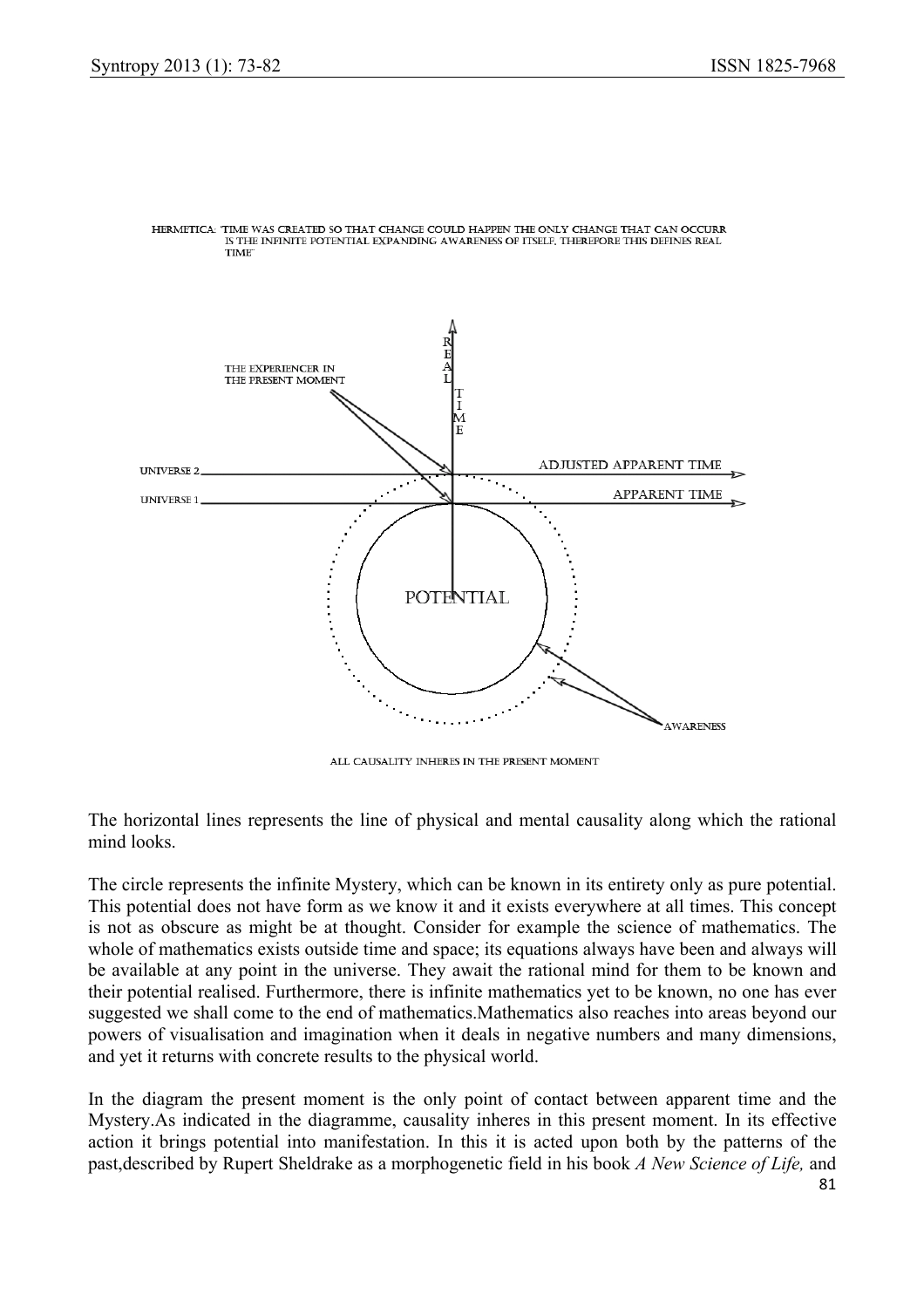HERMETICA: 'TIME WAS CREATED SO THAT CHANGE COULD HAPPEN THE ONLY CHANGE THAT CAN OCCURR IS THE INFINITE POTENTIAL EXPANDING AWARENESS OF ITSELF, THEREFORE THIS DEFINES REAL TIME'

ALL CAUSALITY INHERES IN THE PRESENT MOMENT

The horizontal lines represents the line of physical and mental causality along which the rational mind looks.

The circle represents the infinite Mystery, which can be known in its entirety only as pure potential. This potential does not have form as we know it and it exists everywhere at all times. This concept is not as obscure as might be at thought. Consider for example the science of mathematics. The whole of mathematics exists outside time and space; its equations always have been and always will be available at any point in the universe. They await the rational mind for them to be known and their potential realised. Furthermore, there is infinite mathematics yet to be known, no one has ever suggested we shall come to the end of mathematics.Mathematics also reaches into areas beyond our powers of visualisation and imagination when it deals in negative numbers and many dimensions, and yet it returns with concrete results to the physical world.

In the diagram the present moment is the only point of contact between apparent time and the Mystery.As indicated in the diagramme, causality inheres in this present moment. In its effective action it brings potential into manifestation. In this it is acted upon both by the patterns of the past,described by Rupert Sheldrake as a morphogenetic field in his book *A New Science of Life,* and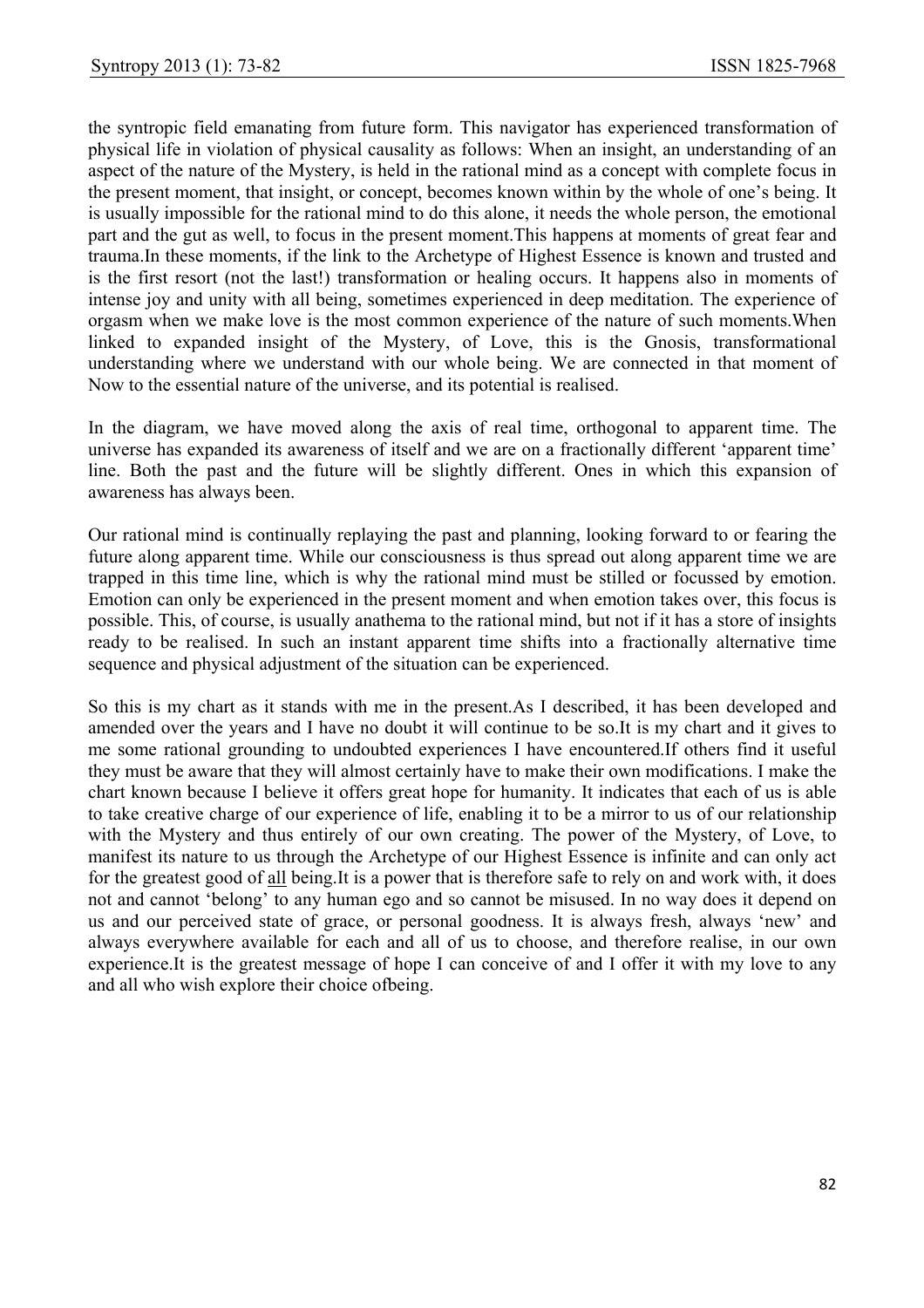the syntropic field emanating from future form. This navigator has experienced transformation of physical life in violation of physical causality as follows: When an insight, an understanding of an aspect of the nature of the Mystery, is held in the rational mind as a concept with complete focus in the present moment, that insight, or concept, becomes known within by the whole of one's being. It is usually impossible for the rational mind to do this alone, it needs the whole person, the emotional part and the gut as well, to focus in the present moment.This happens at moments of great fear and trauma.In these moments, if the link to the Archetype of Highest Essence is known and trusted and is the first resort (not the last!) transformation or healing occurs. It happens also in moments of intense joy and unity with all being, sometimes experienced in deep meditation. The experience of orgasm when we make love is the most common experience of the nature of such moments.When linked to expanded insight of the Mystery, of Love, this is the Gnosis, transformational understanding where we understand with our whole being. We are connected in that moment of Now to the essential nature of the universe, and its potential is realised.

In the diagram, we have moved along the axis of real time, orthogonal to apparent time. The universe has expanded its awareness of itself and we are on a fractionally different 'apparent time' line. Both the past and the future will be slightly different. Ones in which this expansion of awareness has always been.

Our rational mind is continually replaying the past and planning, looking forward to or fearing the future along apparent time. While our consciousness is thus spread out along apparent time we are trapped in this time line, which is why the rational mind must be stilled or focussed by emotion. Emotion can only be experienced in the present moment and when emotion takes over, this focus is possible. This, of course, is usually anathema to the rational mind, but not if it has a store of insights ready to be realised. In such an instant apparent time shifts into a fractionally alternative time sequence and physical adjustment of the situation can be experienced.

So this is my chart as it stands with me in the present.As I described, it has been developed and amended over the years and I have no doubt it will continue to be so.It is my chart and it gives to me some rational grounding to undoubted experiences I have encountered.If others find it useful they must be aware that they will almost certainly have to make their own modifications. I make the chart known because I believe it offers great hope for humanity. It indicates that each of us is able to take creative charge of our experience of life, enabling it to be a mirror to us of our relationship with the Mystery and thus entirely of our own creating. The power of the Mystery, of Love, to manifest its nature to us through the Archetype of our Highest Essence is infinite and can only act for the greatest good of <u>all</u> being.It is a power that is therefore safe to rely on and work with, it does not and cannot 'belong' to any human ego and so cannot be misused. In no way does it depend on us and our perceived state of grace, or personal goodness. It is always fresh, always 'new' and always everywhere available for each and all of us to choose, and therefore realise, in our own experience.It is the greatest message of hope I can conceive of and I offer it with my love to any and all who wish explore their choice ofbeing.